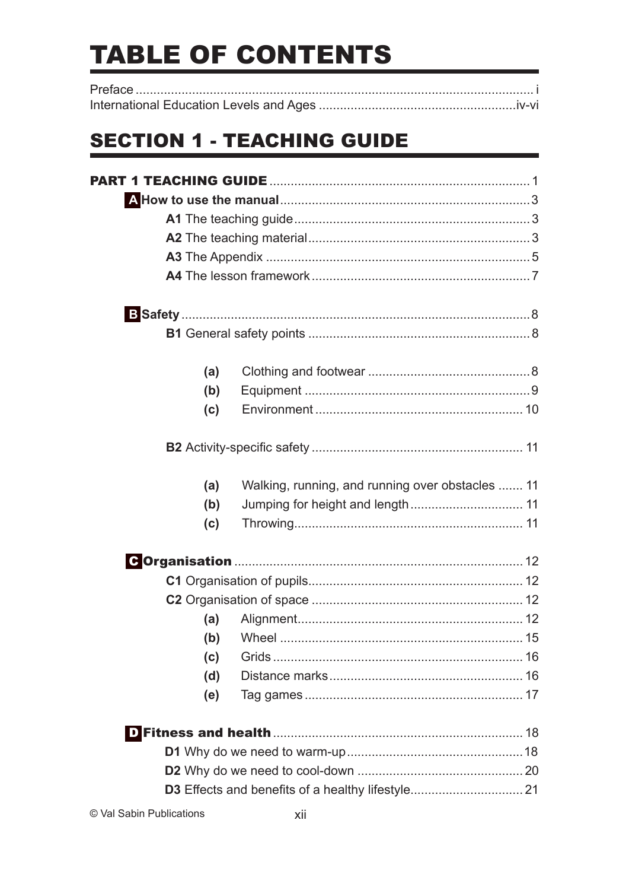# TABLE OF CONTENTS

Preface ..................................................................................................... i
International Education Levels and Ages .......................................................iv-vi

# SECTION 1 - TEACHING GUIDE

**PART 1 TEACHING GUIDE** ............................................................................ 1

**A How to use the manual** ........................................................................ 3

- **A1** The teaching guide ........................................................................ 3
- **A2** The teaching material ...................................................................... 3
- **A3** The Appendix ................................................................................. 5
- **A4** The lesson framework ..................................................................... 7

**B Safety** ...................................................................................................... 8

- **B1** General safety points ..................................................................... 8
  - **(a)** Clothing and footwear ............................................................ 8
  - **(b)** Equipment ............................................................................. 9
  - **(c)** Environment ........................................................................ 10
- **B2** Activity-specific safety ................................................................. 11
  - **(a)** Walking, running, and running over obstacles ....... 11
  - **(b)** Jumping for height and length ............................... 11
  - **(c)** Throwing ............................................................................. 11

**C Organisation** ........................................................................................... 12

- **C1** Organisation of pupils ................................................................... 12
- **C2** Organisation of space ................................................................... 12
  - **(a)** Alignment ............................................................................. 12
  - **(b)** Wheel ................................................................................... 15
  - **(c)** Grids ..................................................................................... 16
  - **(d)** Distance marks ..................................................................... 16
  - **(e)** Tag games ............................................................................ 17

**D Fitness and health** ................................................................................. 18

- **D1** Why do we need to warm-up ......................................................... 18
- **D2** Why do we need to cool-down ....................................................... 20
- **D3** Effects and benefits of a healthy lifestyle ...................................... 21

© Val Sabin Publications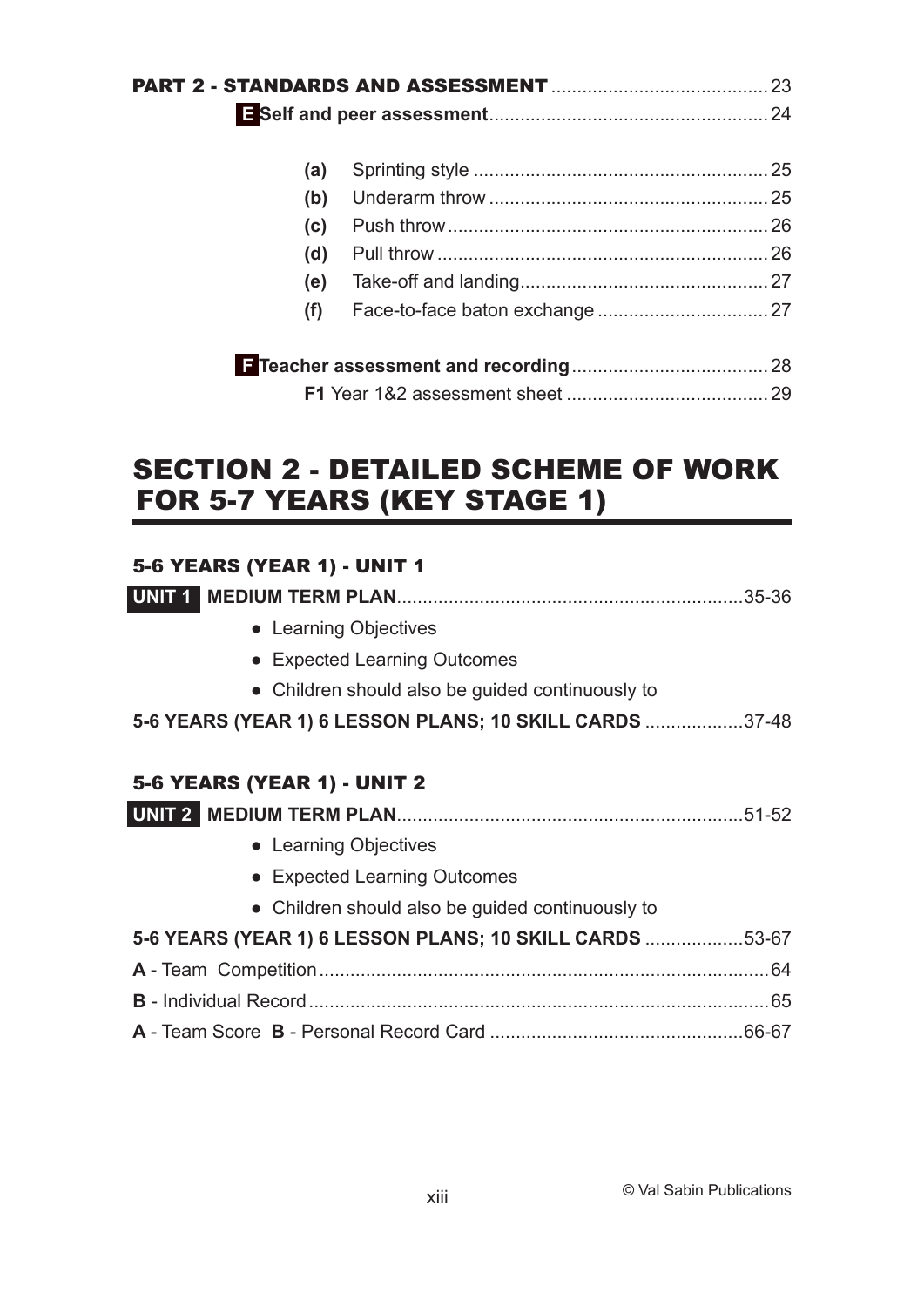**PART 2 - STANDARDS AND ASSESSMENT** .......................................... 23

**E Self and peer assessment** ...................................................... 24

- **(a)** Sprinting style ......................................................... 25
- **(b)** Underarm throw ...................................................... 25
- **(c)** Push throw .............................................................. 26
- **(d)** Pull throw ................................................................ 26
- **(e)** Take-off and landing................................................ 27
- **(f)** Face-to-face baton exchange ................................. 27

**F Teacher assessment and recording** ...................................... 28

**F1** Year 1&2 assessment sheet ....................................... 29

# SECTION 2 - DETAILED SCHEME OF WORK FOR 5-7 YEARS (KEY STAGE 1)

## 5-6 YEARS (YEAR 1) - UNIT 1

**UNIT 1 MEDIUM TERM PLAN**.................................................................35-36

- Learning Objectives
- Expected Learning Outcomes
- Children should also be guided continuously to

**5-6 YEARS (YEAR 1) 6 LESSON PLANS; 10 SKILL CARDS** ...................37-48

## 5-6 YEARS (YEAR 1) - UNIT 2

**UNIT 2 MEDIUM TERM PLAN**.................................................................51-52

- Learning Objectives
- Expected Learning Outcomes
- Children should also be guided continuously to

**5-6 YEARS (YEAR 1) 6 LESSON PLANS; 10 SKILL CARDS** ...................53-67

**A** - Team Competition ....................................................................................... 64

**B** - Individual Record ......................................................................................... 65

**A** - Team Score **B** - Personal Record Card .................................................66-67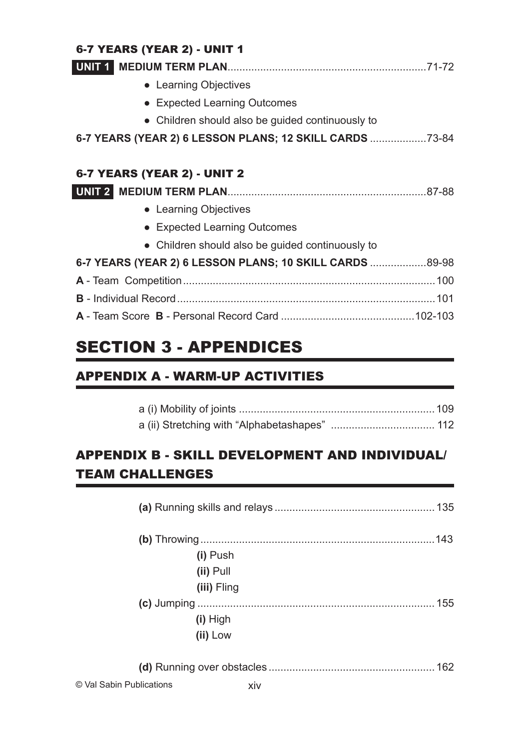### 6-7 YEARS (YEAR 2) - UNIT 1

**UNIT 1 MEDIUM TERM PLAN**....................................................................71-72

- Learning Objectives
- Expected Learning Outcomes
- Children should also be guided continuously to

**6-7 YEARS (YEAR 2) 6 LESSON PLANS; 12 SKILL CARDS** ...................73-84

### 6-7 YEARS (YEAR 2) - UNIT 2

**UNIT 2 MEDIUM TERM PLAN**....................................................................87-88

- Learning Objectives
- Expected Learning Outcomes
- Children should also be guided continuously to

**6-7 YEARS (YEAR 2) 6 LESSON PLANS; 10 SKILL CARDS** ...................89-98

**A** - Team Competition.....................................................................................100

**B** - Individual Record.......................................................................................101

**A** - Team Score **B** - Personal Record Card .............................................102-103

# SECTION 3 - APPENDICES

## APPENDIX A - WARM-UP ACTIVITIES

a (i) Mobility of joints ..................................................................109

a (ii) Stretching with "Alphabetashapes" ................................... 112

## APPENDIX B - SKILL DEVELOPMENT AND INDIVIDUAL/ TEAM CHALLENGES

**(a)** Running skills and relays ......................................................135

**(b)** Throwing..............................................................................143

- **(i)** Push
- **(ii)** Pull
- **(iii)** Fling

**(c)** Jumping ................................................................................155

- **(i)** High
- **(ii)** Low

**(d)** Running over obstacles ........................................................162

© Val Sabin Publications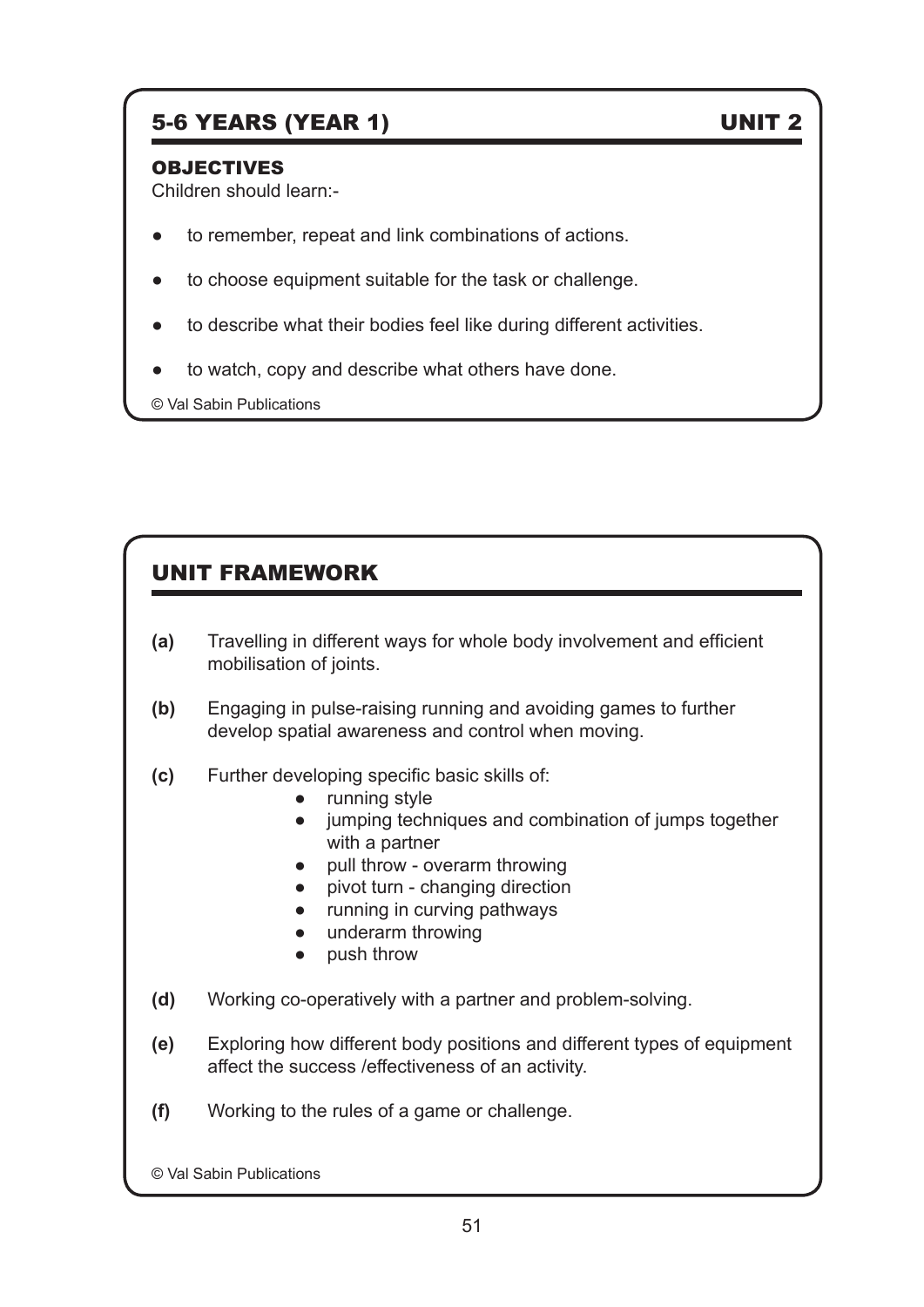## 5-6 YEARS (YEAR 1) — UNIT 2

### OBJECTIVES

Children should learn:-

- to remember, repeat and link combinations of actions.
- to choose equipment suitable for the task or challenge.
- to describe what their bodies feel like during different activities.
- to watch, copy and describe what others have done.

© Val Sabin Publications

## UNIT FRAMEWORK

**(a)** Travelling in different ways for whole body involvement and efficient mobilisation of joints.

**(b)** Engaging in pulse-raising running and avoiding games to further develop spatial awareness and control when moving.

**(c)** Further developing specific basic skills of:

- running style
- jumping techniques and combination of jumps together with a partner
- pull throw - overarm throwing
- pivot turn - changing direction
- running in curving pathways
- underarm throwing
- push throw

**(d)** Working co-operatively with a partner and problem-solving.

**(e)** Exploring how different body positions and different types of equipment affect the success /effectiveness of an activity.

**(f)** Working to the rules of a game or challenge.

© Val Sabin Publications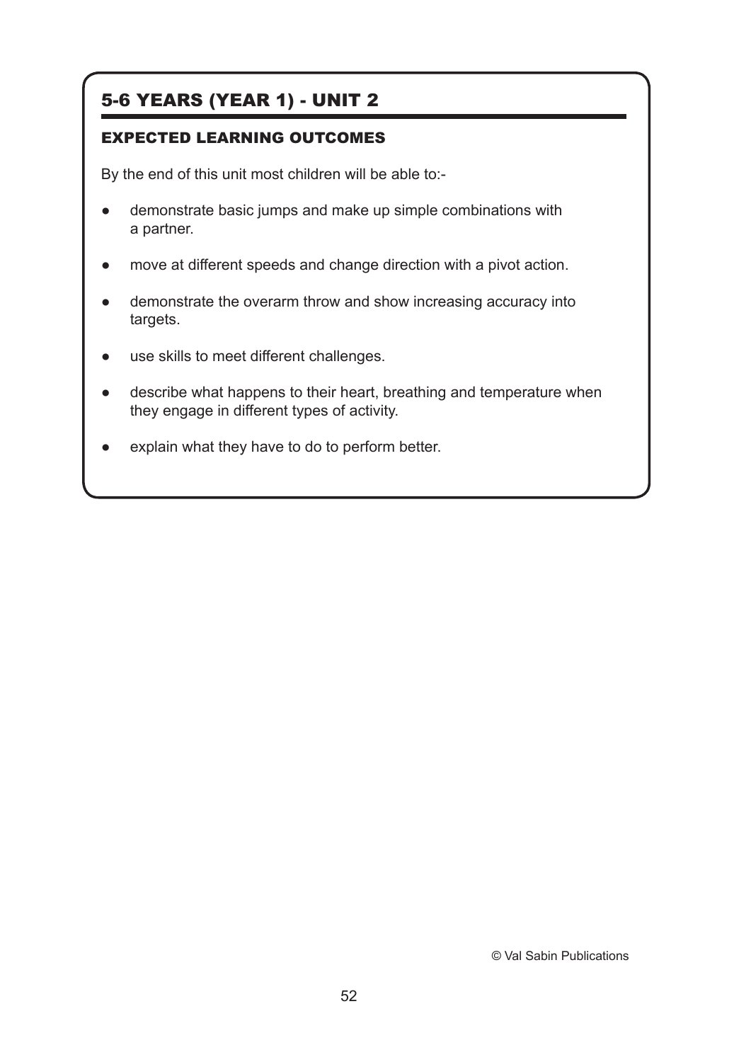## 5-6 YEARS (YEAR 1) - UNIT 2

### EXPECTED LEARNING OUTCOMES

By the end of this unit most children will be able to:-

- demonstrate basic jumps and make up simple combinations with a partner.
- move at different speeds and change direction with a pivot action.
- demonstrate the overarm throw and show increasing accuracy into targets.
- use skills to meet different challenges.
- describe what happens to their heart, breathing and temperature when they engage in different types of activity.
- explain what they have to do to perform better.

© Val Sabin Publications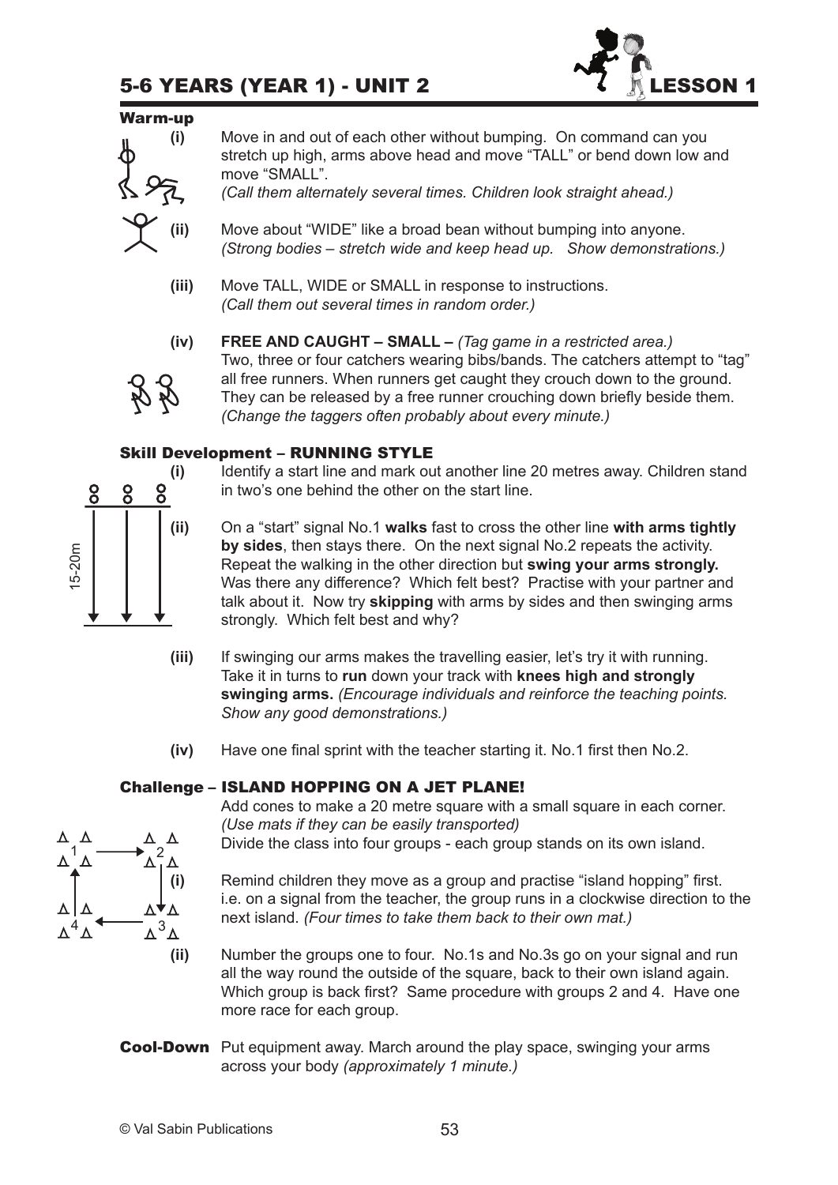# 5-6 YEARS (YEAR 1) - UNIT 2 LESSON 1

## Warm-up

**(i)** Move in and out of each other without bumping. On command can you stretch up high, arms above head and move "TALL" or bend down low and move "SMALL".
*(Call them alternately several times. Children look straight ahead.)*

**(ii)** Move about "WIDE" like a broad bean without bumping into anyone.
*(Strong bodies – stretch wide and keep head up. Show demonstrations.)*

**(iii)** Move TALL, WIDE or SMALL in response to instructions.
*(Call them out several times in random order.)*

**(iv)** **FREE AND CAUGHT – SMALL –** *(Tag game in a restricted area.)*
Two, three or four catchers wearing bibs/bands. The catchers attempt to "tag" all free runners. When runners get caught they crouch down to the ground. They can be released by a free runner crouching down briefly beside them.
*(Change the taggers often probably about every minute.)*

## Skill Development – RUNNING STYLE

15-20m

**(i)** Identify a start line and mark out another line 20 metres away. Children stand in two's one behind the other on the start line.

**(ii)** On a "start" signal No.1 **walks** fast to cross the other line **with arms tightly by sides**, then stays there. On the next signal No.2 repeats the activity. Repeat the walking in the other direction but **swing your arms strongly.** Was there any difference? Which felt best? Practise with your partner and talk about it. Now try **skipping** with arms by sides and then swinging arms strongly. Which felt best and why?

**(iii)** If swinging our arms makes the travelling easier, let's try it with running. Take it in turns to **run** down your track with **knees high and strongly swinging arms.** *(Encourage individuals and reinforce the teaching points. Show any good demonstrations.)*

**(iv)** Have one final sprint with the teacher starting it. No.1 first then No.2.

## Challenge – ISLAND HOPPING ON A JET PLANE!

Add cones to make a 20 metre square with a small square in each corner.
*(Use mats if they can be easily transported)*
Divide the class into four groups - each group stands on its own island.

1 2
4 3

**(i)** Remind children they move as a group and practise "island hopping" first. i.e. on a signal from the teacher, the group runs in a clockwise direction to the next island. *(Four times to take them back to their own mat.)*

**(ii)** Number the groups one to four. No.1s and No.3s go on your signal and run all the way round the outside of the square, back to their own island again. Which group is back first? Same procedure with groups 2 and 4. Have one more race for each group.

**Cool-Down** Put equipment away. March around the play space, swinging your arms across your body *(approximately 1 minute.)*

© Val Sabin Publications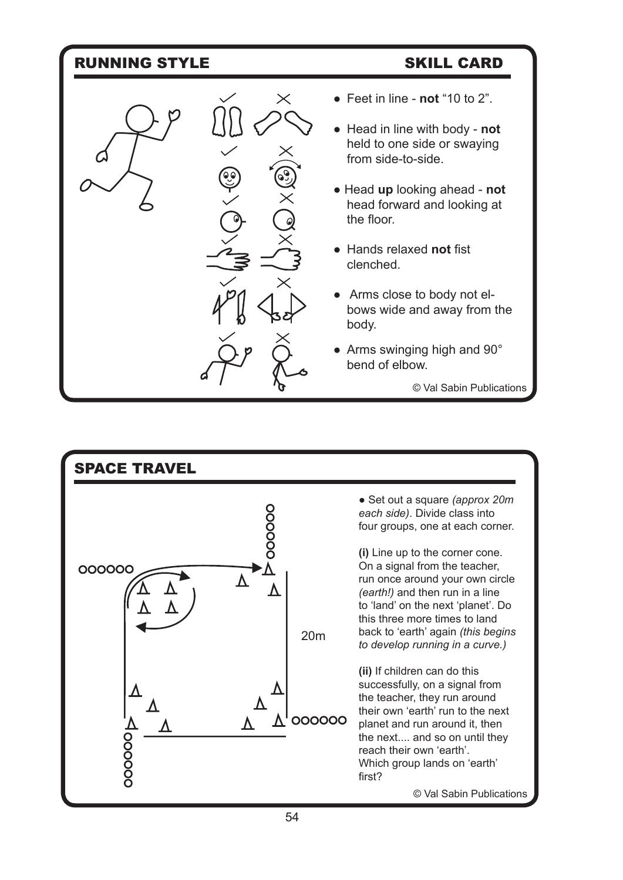## RUNNING STYLE — SKILL CARD

- Feet in line - **not** "10 to 2".
- Head in line with body - **not** held to one side or swaying from side-to-side.
- Head **up** looking ahead - **not** head forward and looking at the floor.
- Hands relaxed **not** fist clenched.
- Arms close to body not elbows wide and away from the body.
- Arms swinging high and 90° bend of elbow.

© Val Sabin Publications

## SPACE TRAVEL

20m

- Set out a square *(approx 20m each side)*. Divide class into four groups, one at each corner.

**(i)** Line up to the corner cone. On a signal from the teacher, run once around your own circle *(earth!)* and then run in a line to 'land' on the next 'planet'. Do this three more times to land back to 'earth' again *(this begins to develop running in a curve.)*

**(ii)** If children can do this successfully, on a signal from the teacher, they run around their own 'earth' run to the next planet and run around it, then the next.... and so on until they reach their own 'earth'. Which group lands on 'earth' first?

© Val Sabin Publications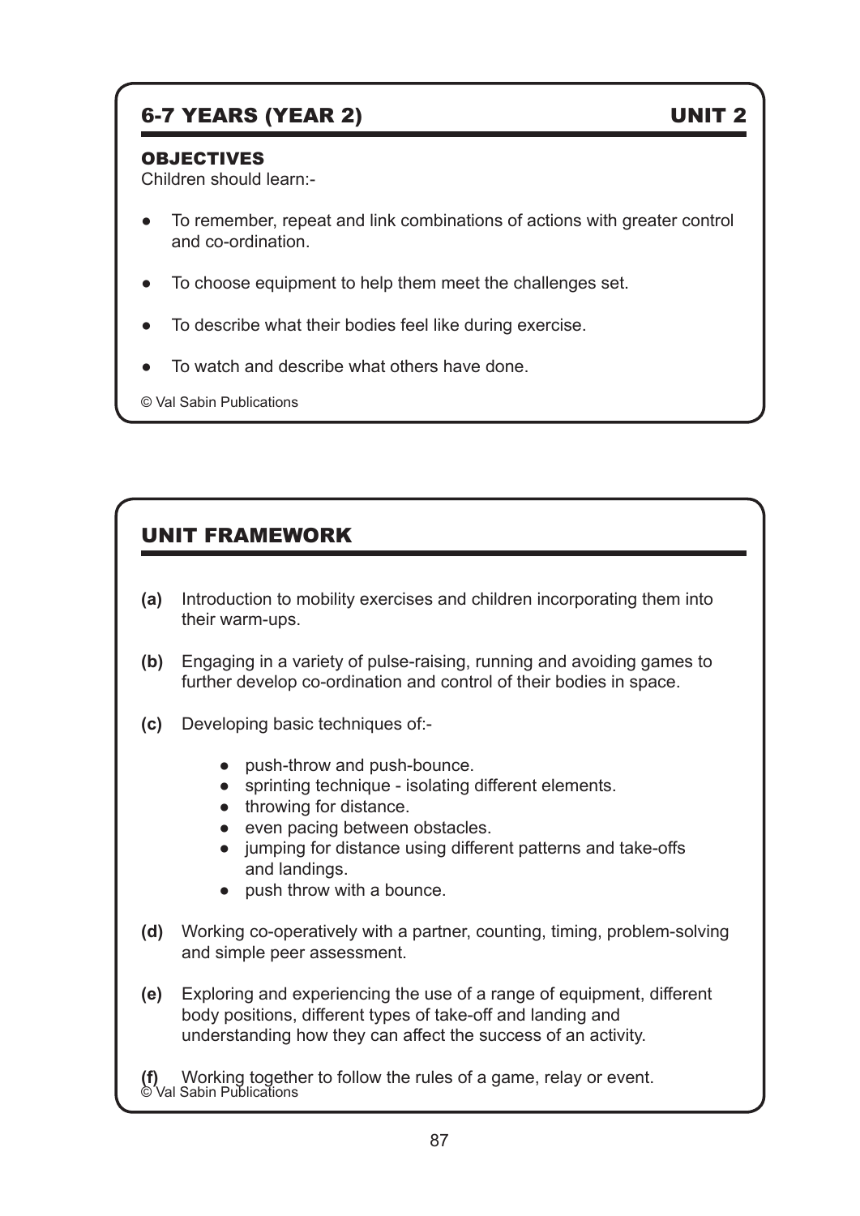## 6-7 YEARS (YEAR 2) UNIT 2

### OBJECTIVES

Children should learn:-

- To remember, repeat and link combinations of actions with greater control and co-ordination.
- To choose equipment to help them meet the challenges set.
- To describe what their bodies feel like during exercise.
- To watch and describe what others have done.

© Val Sabin Publications

## UNIT FRAMEWORK

**(a)** Introduction to mobility exercises and children incorporating them into their warm-ups.

**(b)** Engaging in a variety of pulse-raising, running and avoiding games to further develop co-ordination and control of their bodies in space.

**(c)** Developing basic techniques of:-

- push-throw and push-bounce.
- sprinting technique - isolating different elements.
- throwing for distance.
- even pacing between obstacles.
- jumping for distance using different patterns and take-offs and landings.
- push throw with a bounce.

**(d)** Working co-operatively with a partner, counting, timing, problem-solving and simple peer assessment.

**(e)** Exploring and experiencing the use of a range of equipment, different body positions, different types of take-off and landing and understanding how they can affect the success of an activity.

**(f)** Working together to follow the rules of a game, relay or event.

© Val Sabin Publications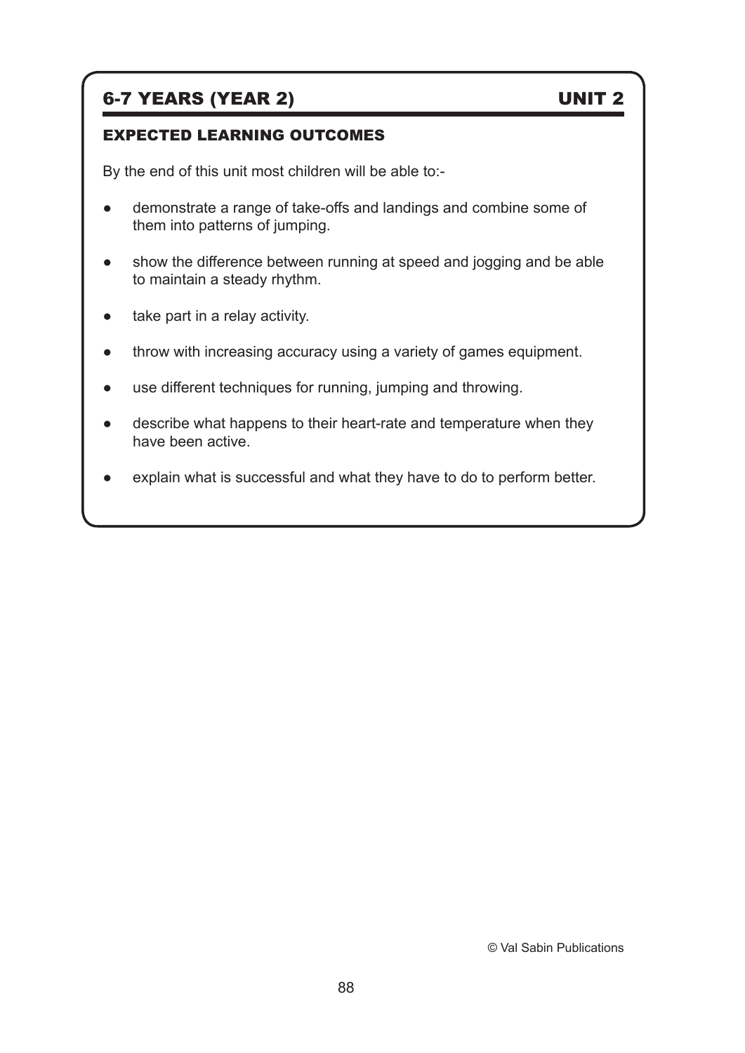## 6-7 YEARS (YEAR 2) UNIT 2

### EXPECTED LEARNING OUTCOMES

By the end of this unit most children will be able to:-

- demonstrate a range of take-offs and landings and combine some of them into patterns of jumping.
- show the difference between running at speed and jogging and be able to maintain a steady rhythm.
- take part in a relay activity.
- throw with increasing accuracy using a variety of games equipment.
- use different techniques for running, jumping and throwing.
- describe what happens to their heart-rate and temperature when they have been active.
- explain what is successful and what they have to do to perform better.

© Val Sabin Publications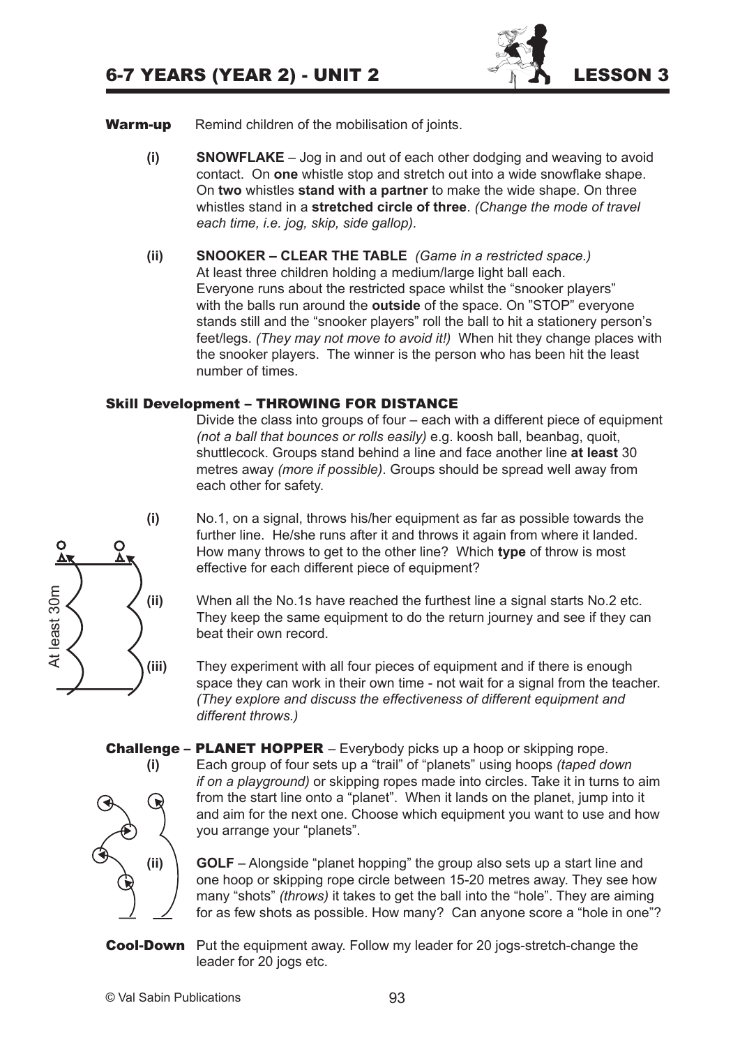# 6-7 YEARS (YEAR 2) - UNIT 2 LESSON 3

**Warm-up** Remind children of the mobilisation of joints.

**(i)** **SNOWFLAKE** – Jog in and out of each other dodging and weaving to avoid contact. On **one** whistle stop and stretch out into a wide snowflake shape. On **two** whistles **stand with a partner** to make the wide shape. On three whistles stand in a **stretched circle of three**. *(Change the mode of travel each time, i.e. jog, skip, side gallop)*.

**(ii)** **SNOOKER – CLEAR THE TABLE** *(Game in a restricted space.)* At least three children holding a medium/large light ball each. Everyone runs about the restricted space whilst the "snooker players" with the balls run around the **outside** of the space. On "STOP" everyone stands still and the "snooker players" roll the ball to hit a stationery person's feet/legs. *(They may not move to avoid it!)* When hit they change places with the snooker players. The winner is the person who has been hit the least number of times.

## Skill Development – THROWING FOR DISTANCE

Divide the class into groups of four – each with a different piece of equipment *(not a ball that bounces or rolls easily)* e.g. koosh ball, beanbag, quoit, shuttlecock. Groups stand behind a line and face another line **at least** 30 metres away *(more if possible)*. Groups should be spread well away from each other for safety.

At least 30m

**(i)** No.1, on a signal, throws his/her equipment as far as possible towards the further line. He/she runs after it and throws it again from where it landed. How many throws to get to the other line? Which **type** of throw is most effective for each different piece of equipment?

**(ii)** When all the No.1s have reached the furthest line a signal starts No.2 etc. They keep the same equipment to do the return journey and see if they can beat their own record.

**(iii)** They experiment with all four pieces of equipment and if there is enough space they can work in their own time - not wait for a signal from the teacher. *(They explore and discuss the effectiveness of different equipment and different throws.)*

## Challenge – PLANET HOPPER – Everybody picks up a hoop or skipping rope.

**(i)** Each group of four sets up a "trail" of "planets" using hoops *(taped down if on a playground)* or skipping ropes made into circles. Take it in turns to aim from the start line onto a "planet". When it lands on the planet, jump into it and aim for the next one. Choose which equipment you want to use and how you arrange your "planets".

**(ii)** **GOLF** – Alongside "planet hopping" the group also sets up a start line and one hoop or skipping rope circle between 15-20 metres away. They see how many "shots" *(throws)* it takes to get the ball into the "hole". They are aiming for as few shots as possible. How many? Can anyone score a "hole in one"?

**Cool-Down** Put the equipment away. Follow my leader for 20 jogs-stretch-change the leader for 20 jogs etc.

© Val Sabin Publications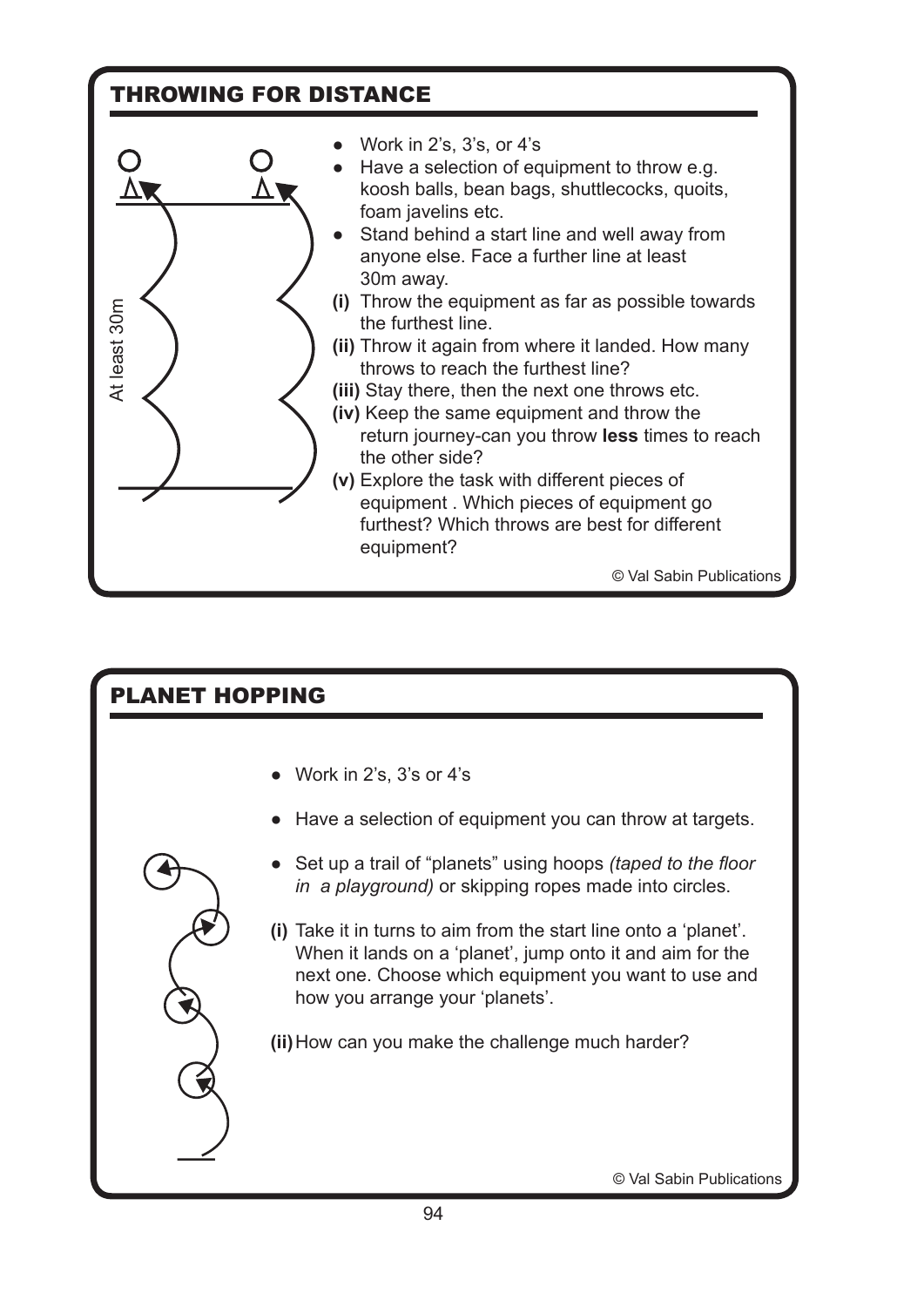## THROWING FOR DISTANCE

At least 30m

- Work in 2's, 3's, or 4's
- Have a selection of equipment to throw e.g. koosh balls, bean bags, shuttlecocks, quoits, foam javelins etc.
- Stand behind a start line and well away from anyone else. Face a further line at least 30m away.

**(i)** Throw the equipment as far as possible towards the furthest line.

**(ii)** Throw it again from where it landed. How many throws to reach the furthest line?

**(iii)** Stay there, then the next one throws etc.

**(iv)** Keep the same equipment and throw the return journey-can you throw **less** times to reach the other side?

**(v)** Explore the task with different pieces of equipment . Which pieces of equipment go furthest? Which throws are best for different equipment?

© Val Sabin Publications

## PLANET HOPPING

- Work in 2's, 3's or 4's
- Have a selection of equipment you can throw at targets.
- Set up a trail of "planets" using hoops *(taped to the floor in a playground)* or skipping ropes made into circles.

**(i)** Take it in turns to aim from the start line onto a 'planet'. When it lands on a 'planet', jump onto it and aim for the next one. Choose which equipment you want to use and how you arrange your 'planets'.

**(ii)** How can you make the challenge much harder?

© Val Sabin Publications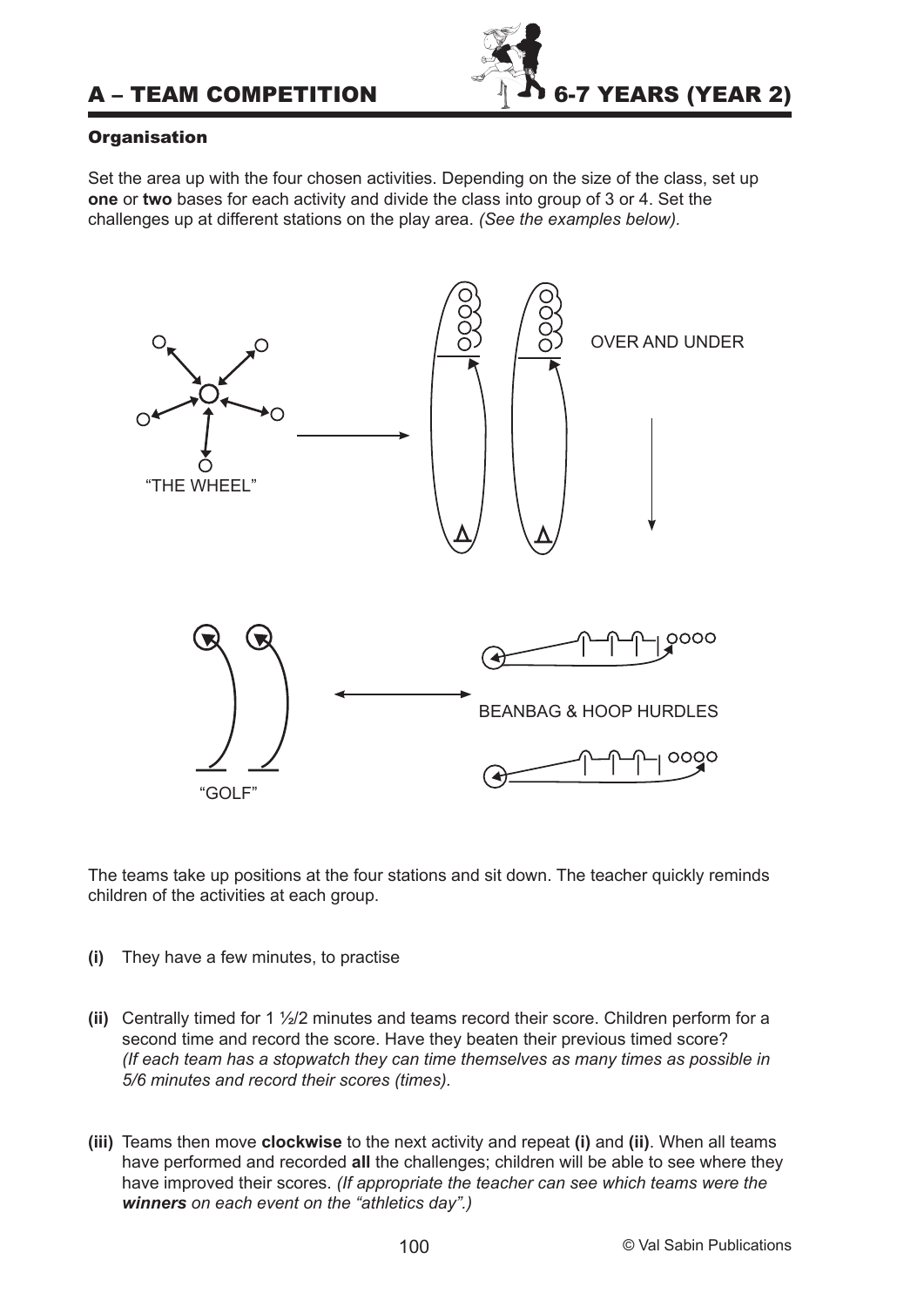# A – TEAM COMPETITION 6-7 YEARS (YEAR 2)

### Organisation

Set the area up with the four chosen activities. Depending on the size of the class, set up **one** or **two** bases for each activity and divide the class into group of 3 or 4. Set the challenges up at different stations on the play area. *(See the examples below).*

"THE WHEEL"

OVER AND UNDER

"GOLF"

BEANBAG & HOOP HURDLES

The teams take up positions at the four stations and sit down. The teacher quickly reminds children of the activities at each group.

**(i)** They have a few minutes, to practise

**(ii)** Centrally timed for 1 ½/2 minutes and teams record their score. Children perform for a second time and record the score. Have they beaten their previous timed score? *(If each team has a stopwatch they can time themselves as many times as possible in 5/6 minutes and record their scores (times).*

**(iii)** Teams then move **clockwise** to the next activity and repeat **(i)** and **(ii)**. When all teams have performed and recorded **all** the challenges; children will be able to see where they have improved their scores. *(If appropriate the teacher can see which teams were the **winners** on each event on the "athletics day".)*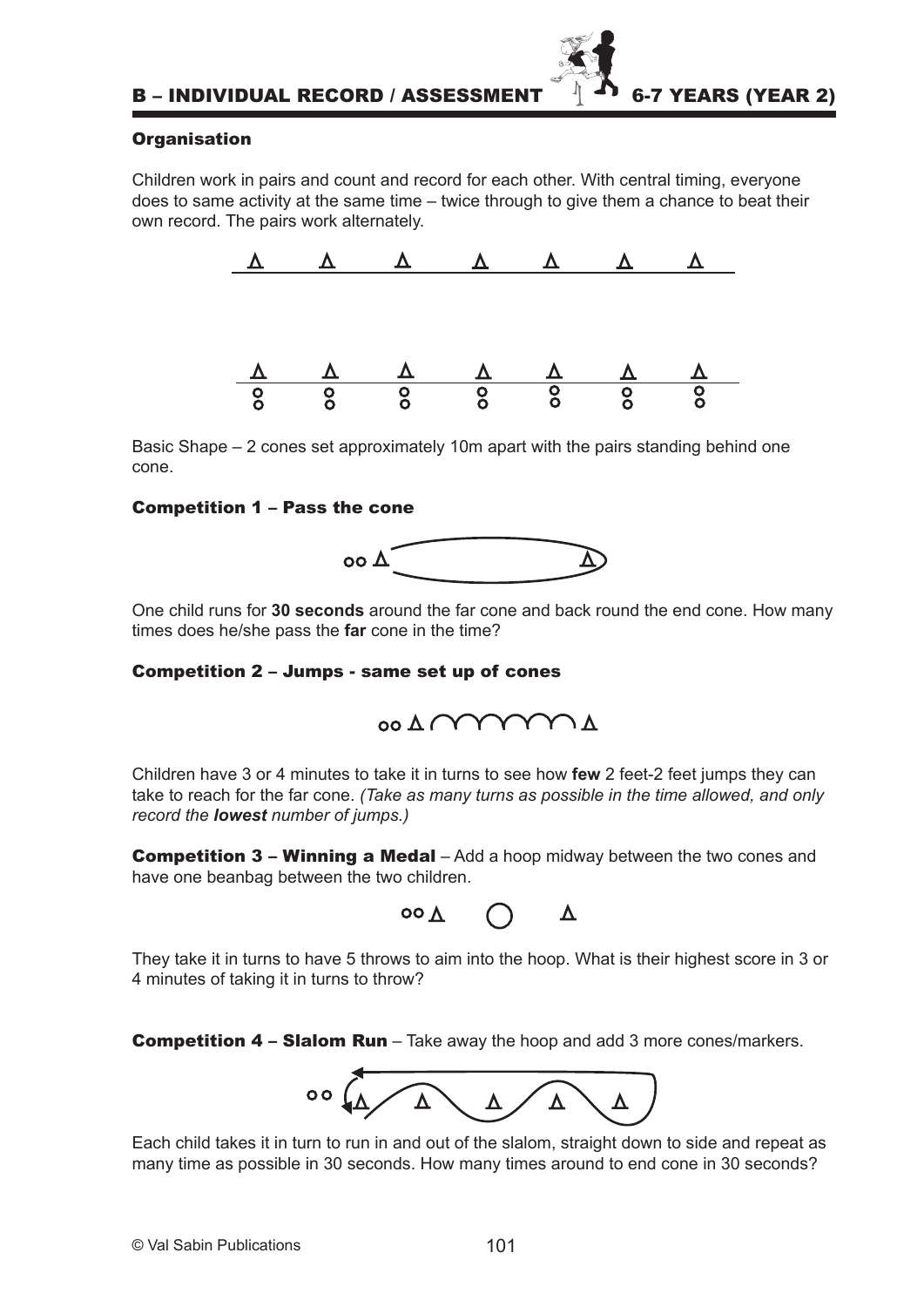## B – INDIVIDUAL RECORD / ASSESSMENT 6-7 YEARS (YEAR 2)

### Organisation

Children work in pairs and count and record for each other. With central timing, everyone does to same activity at the same time – twice through to give them a chance to beat their own record. The pairs work alternately.

Basic Shape – 2 cones set approximately 10m apart with the pairs standing behind one cone.

### Competition 1 – Pass the cone

One child runs for **30 seconds** around the far cone and back round the end cone. How many times does he/she pass the **far** cone in the time?

### Competition 2 – Jumps - same set up of cones

Children have 3 or 4 minutes to take it in turns to see how **few** 2 feet-2 feet jumps they can take to reach for the far cone. *(Take as many turns as possible in the time allowed, and only record the **lowest** number of jumps.)*

**Competition 3 – Winning a Medal** – Add a hoop midway between the two cones and have one beanbag between the two children.

They take it in turns to have 5 throws to aim into the hoop. What is their highest score in 3 or 4 minutes of taking it in turns to throw?

**Competition 4 – Slalom Run** – Take away the hoop and add 3 more cones/markers.

Each child takes it in turn to run in and out of the slalom, straight down to side and repeat as many time as possible in 30 seconds. How many times around to end cone in 30 seconds?

© Val Sabin Publications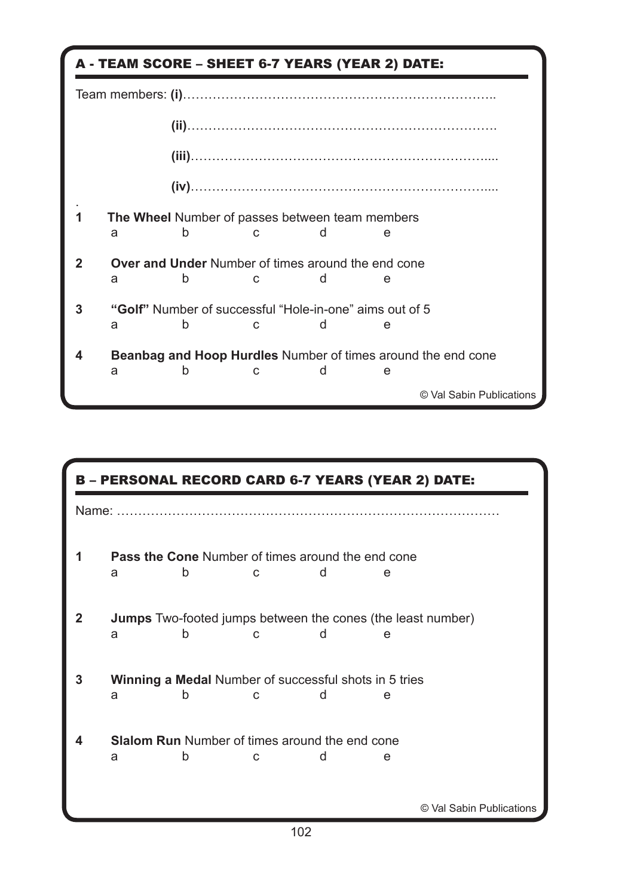## A - TEAM SCORE – SHEET 6-7 YEARS (YEAR 2) DATE:

Team members: **(i)**……………………………………………………………..

**(ii)**…………………………………………………………….

**(iii)**…………………………………………………………....

**(iv)**…………………………………………………………....

.

**1** **The Wheel** Number of passes between team members

a b c d e

**2** **Over and Under** Number of times around the end cone

a b c d e

**3** **"Golf"** Number of successful "Hole-in-one" aims out of 5

a b c d e

**4** **Beanbag and Hoop Hurdles** Number of times around the end cone

a b c d e

© Val Sabin Publications

## B – PERSONAL RECORD CARD 6-7 YEARS (YEAR 2) DATE:

Name: ……………………………………………………………………………

**1** **Pass the Cone** Number of times around the end cone

a b c d e

**2** **Jumps** Two-footed jumps between the cones (the least number)

a b c d e

**3** **Winning a Medal** Number of successful shots in 5 tries

a b c d e

**4** **Slalom Run** Number of times around the end cone

a b c d e

© Val Sabin Publications